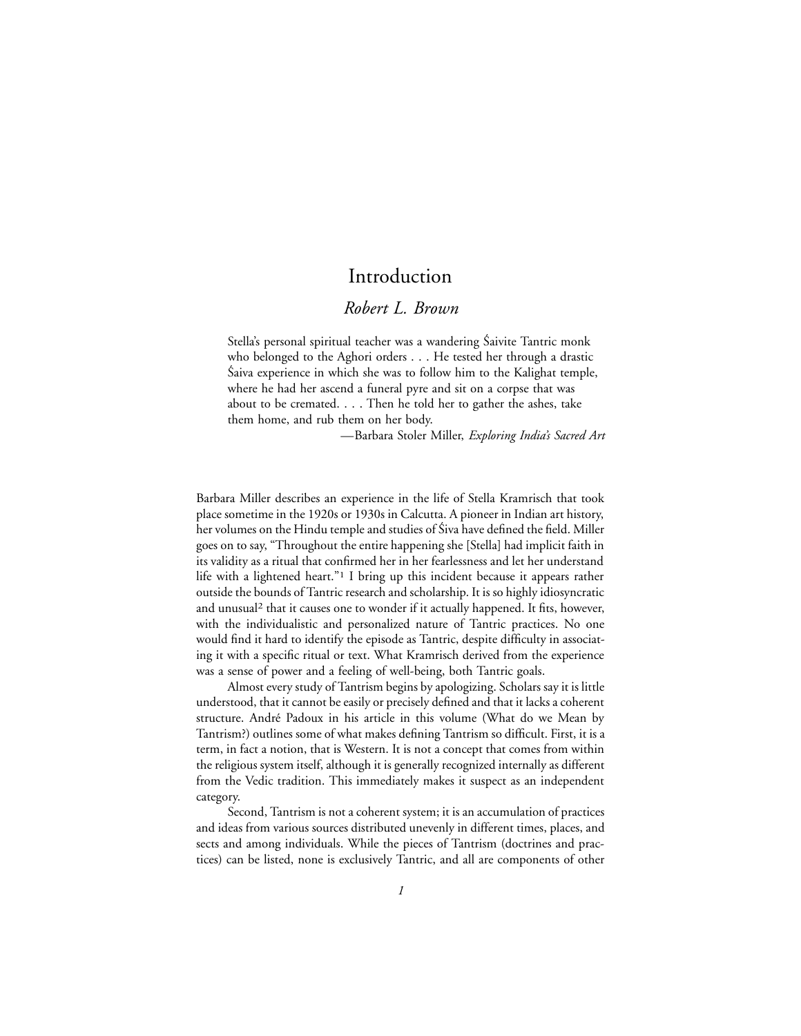# Introduction

## *Robert L. Brown*

> Stella's personal spiritual teacher was a wandering Śaivite Tantric monk who belonged to the Aghori orders . . . He tested her through a drastic Śaiva experience in which she was to follow him to the Kalighat temple, where he had her ascend a funeral pyre and sit on a corpse that was about to be cremated. . . . Then he told her to gather the ashes, take them home, and rub them on her body.
>
> —Barbara Stoler Miller, *Exploring India's Sacred Art*

Barbara Miller describes an experience in the life of Stella Kramrisch that took place sometime in the 1920s or 1930s in Calcutta. A pioneer in Indian art history, her volumes on the Hindu temple and studies of Śiva have defined the field. Miller goes on to say, "Throughout the entire happening she [Stella] had implicit faith in its validity as a ritual that confirmed her in her fearlessness and let her understand life with a lightened heart."[1] I bring up this incident because it appears rather outside the bounds of Tantric research and scholarship. It is so highly idiosyncratic and unusual[2] that it causes one to wonder if it actually happened. It fits, however, with the individualistic and personalized nature of Tantric practices. No one would find it hard to identify the episode as Tantric, despite difficulty in associating it with a specific ritual or text. What Kramrisch derived from the experience was a sense of power and a feeling of well-being, both Tantric goals.

Almost every study of Tantrism begins by apologizing. Scholars say it is little understood, that it cannot be easily or precisely defined and that it lacks a coherent structure. André Padoux in his article in this volume (What do we Mean by Tantrism?) outlines some of what makes defining Tantrism so difficult. First, it is a term, in fact a notion, that is Western. It is not a concept that comes from within the religious system itself, although it is generally recognized internally as different from the Vedic tradition. This immediately makes it suspect as an independent category.

Second, Tantrism is not a coherent system; it is an accumulation of practices and ideas from various sources distributed unevenly in different times, places, and sects and among individuals. While the pieces of Tantrism (doctrines and practices) can be listed, none is exclusively Tantric, and all are components of other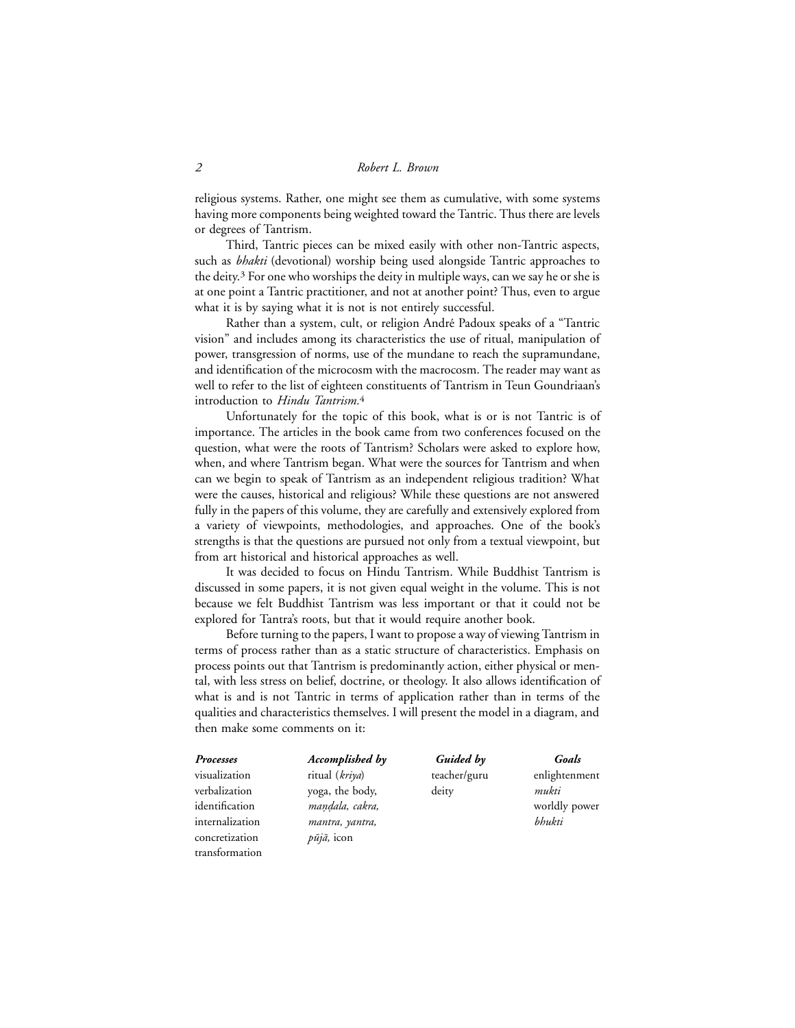religious systems. Rather, one might see them as cumulative, with some systems having more components being weighted toward the Tantric. Thus there are levels or degrees of Tantrism.

Third, Tantric pieces can be mixed easily with other non-Tantric aspects, such as *bhakti* (devotional) worship being used alongside Tantric approaches to the deity.[3] For one who worships the deity in multiple ways, can we say he or she is at one point a Tantric practitioner, and not at another point? Thus, even to argue what it is by saying what it is not is not entirely successful.

Rather than a system, cult, or religion André Padoux speaks of a "Tantric vision" and includes among its characteristics the use of ritual, manipulation of power, transgression of norms, use of the mundane to reach the supramundane, and identification of the microcosm with the macrocosm. The reader may want as well to refer to the list of eighteen constituents of Tantrism in Teun Goundriaan's introduction to *Hindu Tantrism*.[4]

Unfortunately for the topic of this book, what is or is not Tantric is of importance. The articles in the book came from two conferences focused on the question, what were the roots of Tantrism? Scholars were asked to explore how, when, and where Tantrism began. What were the sources for Tantrism and when can we begin to speak of Tantrism as an independent religious tradition? What were the causes, historical and religious? While these questions are not answered fully in the papers of this volume, they are carefully and extensively explored from a variety of viewpoints, methodologies, and approaches. One of the book's strengths is that the questions are pursued not only from a textual viewpoint, but from art historical and historical approaches as well.

It was decided to focus on Hindu Tantrism. While Buddhist Tantrism is discussed in some papers, it is not given equal weight in the volume. This is not because we felt Buddhist Tantrism was less important or that it could not be explored for Tantra's roots, but that it would require another book.

Before turning to the papers, I want to propose a way of viewing Tantrism in terms of process rather than as a static structure of characteristics. Emphasis on process points out that Tantrism is predominantly action, either physical or mental, with less stress on belief, doctrine, or theology. It also allows identification of what is and is not Tantric in terms of application rather than in terms of the qualities and characteristics themselves. I will present the model in a diagram, and then make some comments on it:

| ***Processes*** | ***Accomplished by*** | ***Guided by*** | ***Goals*** |
|---|---|---|---|
| visualization | ritual (*kriya*) | teacher/guru | enlightenment |
| verbalization | yoga, the body, | deity | *mukti* |
| identification | *maṇḍala, cakra,* | | worldly power |
| internalization | *mantra, yantra,* | | *bhukti* |
| concretization | *pūjā,* icon | | |
| transformation | | | |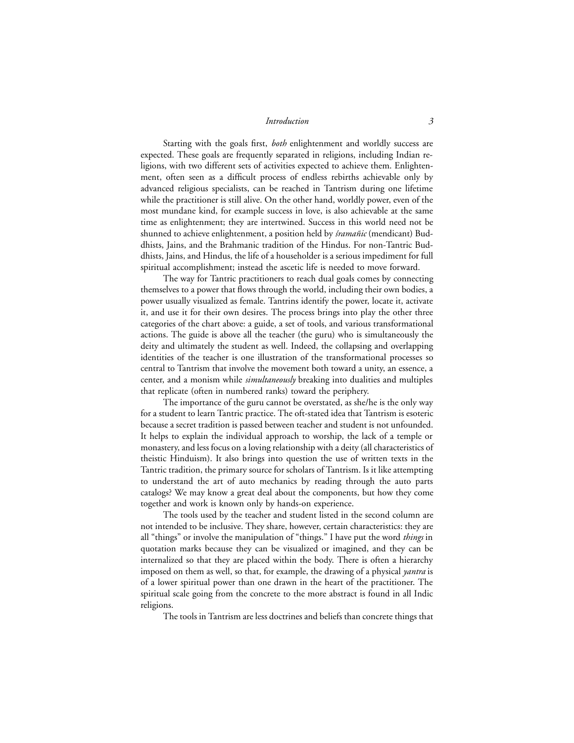Starting with the goals first, *both* enlightenment and worldly success are expected. These goals are frequently separated in religions, including Indian religions, with two different sets of activities expected to achieve them. Enlightenment, often seen as a difficult process of endless rebirths achievable only by advanced religious specialists, can be reached in Tantrism during one lifetime while the practitioner is still alive. On the other hand, worldly power, even of the most mundane kind, for example success in love, is also achievable at the same time as enlightenment; they are intertwined. Success in this world need not be shunned to achieve enlightenment, a position held by *śramañic* (mendicant) Buddhists, Jains, and the Brahmanic tradition of the Hindus. For non-Tantric Buddhists, Jains, and Hindus, the life of a householder is a serious impediment for full spiritual accomplishment; instead the ascetic life is needed to move forward.

The way for Tantric practitioners to reach dual goals comes by connecting themselves to a power that flows through the world, including their own bodies, a power usually visualized as female. Tantrins identify the power, locate it, activate it, and use it for their own desires. The process brings into play the other three categories of the chart above: a guide, a set of tools, and various transformational actions. The guide is above all the teacher (the guru) who is simultaneously the deity and ultimately the student as well. Indeed, the collapsing and overlapping identities of the teacher is one illustration of the transformational processes so central to Tantrism that involve the movement both toward a unity, an essence, a center, and a monism while *simultaneously* breaking into dualities and multiples that replicate (often in numbered ranks) toward the periphery.

The importance of the guru cannot be overstated, as she/he is the only way for a student to learn Tantric practice. The oft-stated idea that Tantrism is esoteric because a secret tradition is passed between teacher and student is not unfounded. It helps to explain the individual approach to worship, the lack of a temple or monastery, and less focus on a loving relationship with a deity (all characteristics of theistic Hinduism). It also brings into question the use of written texts in the Tantric tradition, the primary source for scholars of Tantrism. Is it like attempting to understand the art of auto mechanics by reading through the auto parts catalogs? We may know a great deal about the components, but how they come together and work is known only by hands-on experience.

The tools used by the teacher and student listed in the second column are not intended to be inclusive. They share, however, certain characteristics: they are all "things" or involve the manipulation of "things." I have put the word *things* in quotation marks because they can be visualized or imagined, and they can be internalized so that they are placed within the body. There is often a hierarchy imposed on them as well, so that, for example, the drawing of a physical *yantra* is of a lower spiritual power than one drawn in the heart of the practitioner. The spiritual scale going from the concrete to the more abstract is found in all Indic religions.

The tools in Tantrism are less doctrines and beliefs than concrete things that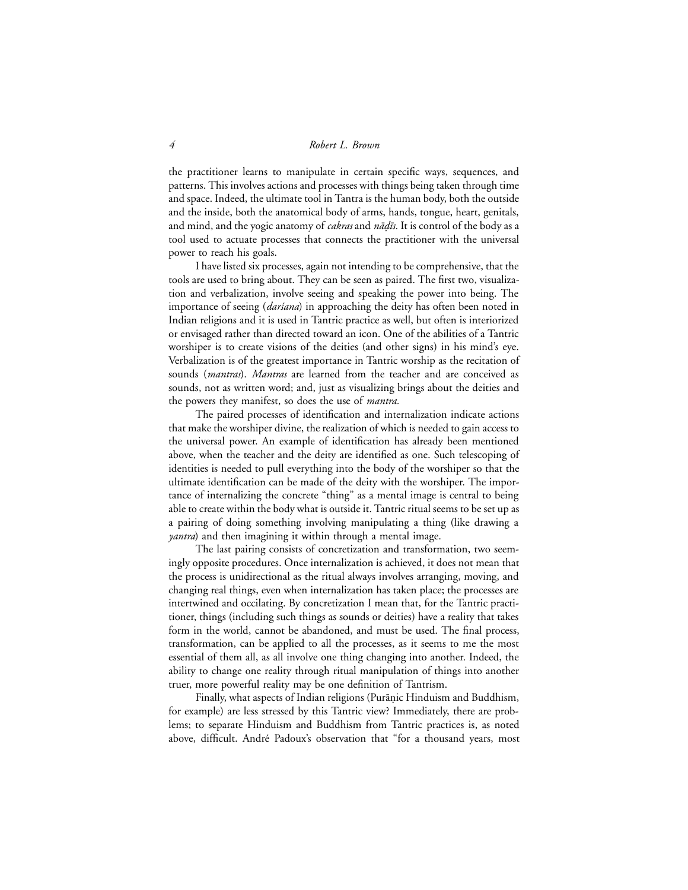the practitioner learns to manipulate in certain specific ways, sequences, and patterns. This involves actions and processes with things being taken through time and space. Indeed, the ultimate tool in Tantra is the human body, both the outside and the inside, both the anatomical body of arms, hands, tongue, heart, genitals, and mind, and the yogic anatomy of *cakras* and *nāḍīs*. It is control of the body as a tool used to actuate processes that connects the practitioner with the universal power to reach his goals.

I have listed six processes, again not intending to be comprehensive, that the tools are used to bring about. They can be seen as paired. The first two, visualization and verbalization, involve seeing and speaking the power into being. The importance of seeing (*darśana*) in approaching the deity has often been noted in Indian religions and it is used in Tantric practice as well, but often is interiorized or envisaged rather than directed toward an icon. One of the abilities of a Tantric worshiper is to create visions of the deities (and other signs) in his mind's eye. Verbalization is of the greatest importance in Tantric worship as the recitation of sounds (*mantras*). *Mantras* are learned from the teacher and are conceived as sounds, not as written word; and, just as visualizing brings about the deities and the powers they manifest, so does the use of *mantra.*

The paired processes of identification and internalization indicate actions that make the worshiper divine, the realization of which is needed to gain access to the universal power. An example of identification has already been mentioned above, when the teacher and the deity are identified as one. Such telescoping of identities is needed to pull everything into the body of the worshiper so that the ultimate identification can be made of the deity with the worshiper. The importance of internalizing the concrete "thing" as a mental image is central to being able to create within the body what is outside it. Tantric ritual seems to be set up as a pairing of doing something involving manipulating a thing (like drawing a *yantra*) and then imagining it within through a mental image.

The last pairing consists of concretization and transformation, two seemingly opposite procedures. Once internalization is achieved, it does not mean that the process is unidirectional as the ritual always involves arranging, moving, and changing real things, even when internalization has taken place; the processes are intertwined and occilating. By concretization I mean that, for the Tantric practitioner, things (including such things as sounds or deities) have a reality that takes form in the world, cannot be abandoned, and must be used. The final process, transformation, can be applied to all the processes, as it seems to me the most essential of them all, as all involve one thing changing into another. Indeed, the ability to change one reality through ritual manipulation of things into another truer, more powerful reality may be one definition of Tantrism.

Finally, what aspects of Indian religions (Purāṇic Hinduism and Buddhism, for example) are less stressed by this Tantric view? Immediately, there are problems; to separate Hinduism and Buddhism from Tantric practices is, as noted above, difficult. André Padoux's observation that "for a thousand years, most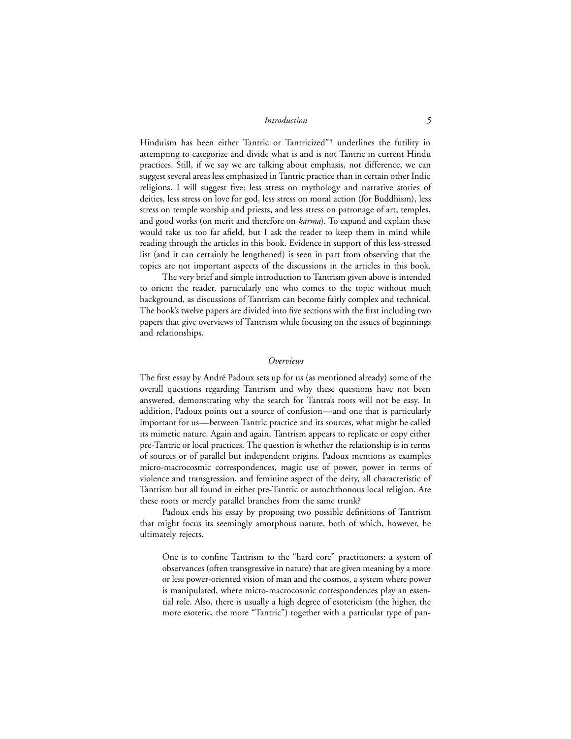Hinduism has been either Tantric or Tantricized"[5] underlines the futility in attempting to categorize and divide what is and is not Tantric in current Hindu practices. Still, if we say we are talking about emphasis, not difference, we can suggest several areas less emphasized in Tantric practice than in certain other Indic religions. I will suggest five: less stress on mythology and narrative stories of deities, less stress on love for god, less stress on moral action (for Buddhism), less stress on temple worship and priests, and less stress on patronage of art, temples, and good works (on merit and therefore on *karma*). To expand and explain these would take us too far afield, but I ask the reader to keep them in mind while reading through the articles in this book. Evidence in support of this less-stressed list (and it can certainly be lengthened) is seen in part from observing that the topics are not important aspects of the discussions in the articles in this book.

The very brief and simple introduction to Tantrism given above is intended to orient the reader, particularly one who comes to the topic without much background, as discussions of Tantrism can become fairly complex and technical. The book's twelve papers are divided into five sections with the first including two papers that give overviews of Tantrism while focusing on the issues of beginnings and relationships.

## *Overviews*

The first essay by André Padoux sets up for us (as mentioned already) some of the overall questions regarding Tantrism and why these questions have not been answered, demonstrating why the search for Tantra's roots will not be easy. In addition, Padoux points out a source of confusion—and one that is particularly important for us—between Tantric practice and its sources, what might be called its mimetic nature. Again and again, Tantrism appears to replicate or copy either pre-Tantric or local practices. The question is whether the relationship is in terms of sources or of parallel but independent origins. Padoux mentions as examples micro-macrocosmic correspondences, magic use of power, power in terms of violence and transgression, and feminine aspect of the deity, all characteristic of Tantrism but all found in either pre-Tantric or autochthonous local religion. Are these roots or merely parallel branches from the same trunk?

Padoux ends his essay by proposing two possible definitions of Tantrism that might focus its seemingly amorphous nature, both of which, however, he ultimately rejects.

> One is to confine Tantrism to the "hard core" practitioners: a system of observances (often transgressive in nature) that are given meaning by a more or less power-oriented vision of man and the cosmos, a system where power is manipulated, where micro-macrocosmic correspondences play an essential role. Also, there is usually a high degree of esotericism (the higher, the more esoteric, the more "Tantric") together with a particular type of pan-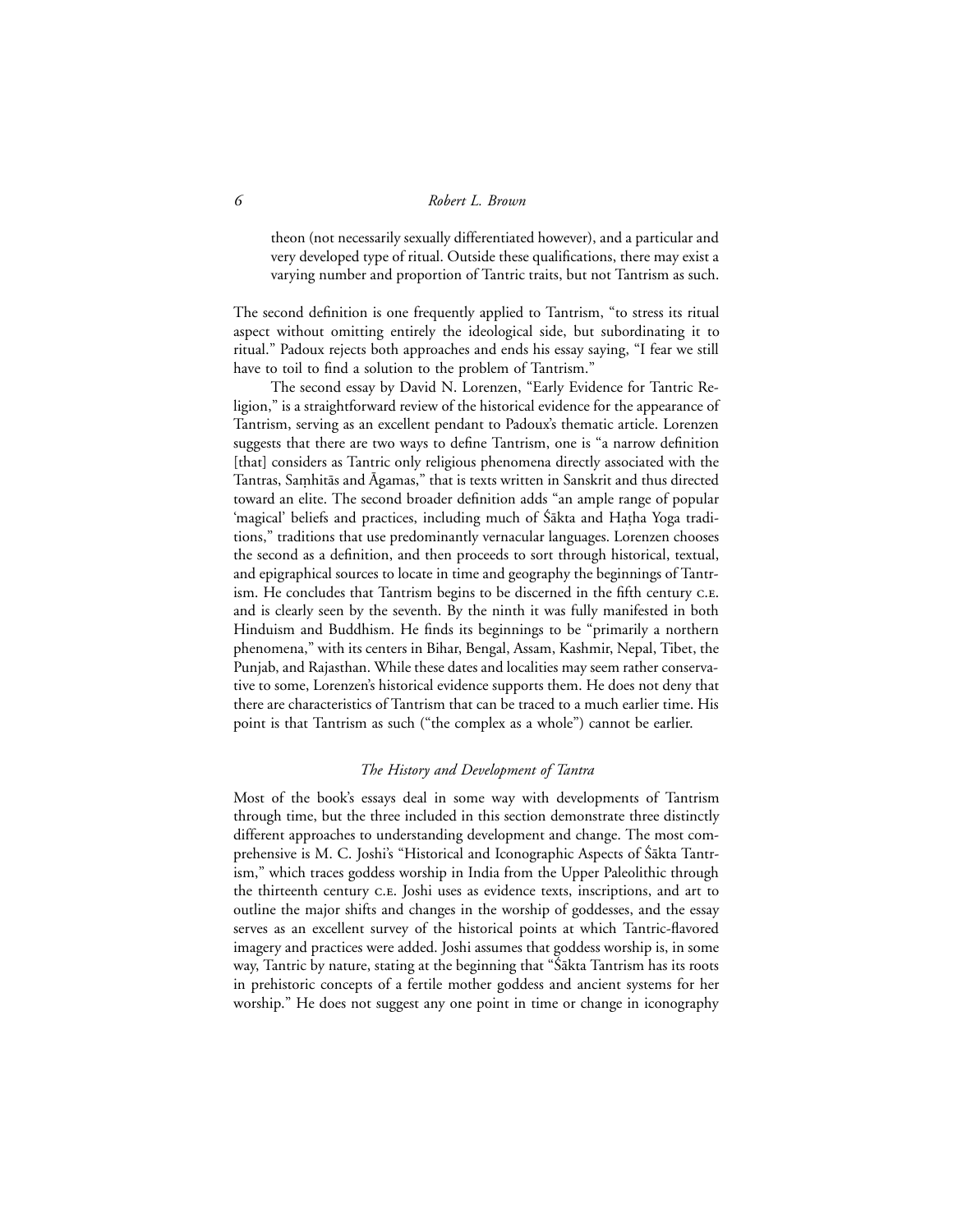theon (not necessarily sexually differentiated however), and a particular and very developed type of ritual. Outside these qualifications, there may exist a varying number and proportion of Tantric traits, but not Tantrism as such.

The second definition is one frequently applied to Tantrism, "to stress its ritual aspect without omitting entirely the ideological side, but subordinating it to ritual." Padoux rejects both approaches and ends his essay saying, "I fear we still have to toil to find a solution to the problem of Tantrism."

The second essay by David N. Lorenzen, "Early Evidence for Tantric Religion," is a straightforward review of the historical evidence for the appearance of Tantrism, serving as an excellent pendant to Padoux's thematic article. Lorenzen suggests that there are two ways to define Tantrism, one is "a narrow definition [that] considers as Tantric only religious phenomena directly associated with the Tantras, Saṃhitās and Āgamas," that is texts written in Sanskrit and thus directed toward an elite. The second broader definition adds "an ample range of popular 'magical' beliefs and practices, including much of Śākta and Haṭha Yoga traditions," traditions that use predominantly vernacular languages. Lorenzen chooses the second as a definition, and then proceeds to sort through historical, textual, and epigraphical sources to locate in time and geography the beginnings of Tantrism. He concludes that Tantrism begins to be discerned in the fifth century C.E. and is clearly seen by the seventh. By the ninth it was fully manifested in both Hinduism and Buddhism. He finds its beginnings to be "primarily a northern phenomena," with its centers in Bihar, Bengal, Assam, Kashmir, Nepal, Tibet, the Punjab, and Rajasthan. While these dates and localities may seem rather conservative to some, Lorenzen's historical evidence supports them. He does not deny that there are characteristics of Tantrism that can be traced to a much earlier time. His point is that Tantrism as such ("the complex as a whole") cannot be earlier.

### *The History and Development of Tantra*

Most of the book's essays deal in some way with developments of Tantrism through time, but the three included in this section demonstrate three distinctly different approaches to understanding development and change. The most comprehensive is M. C. Joshi's "Historical and Iconographic Aspects of Śākta Tantrism," which traces goddess worship in India from the Upper Paleolithic through the thirteenth century C.E. Joshi uses as evidence texts, inscriptions, and art to outline the major shifts and changes in the worship of goddesses, and the essay serves as an excellent survey of the historical points at which Tantric-flavored imagery and practices were added. Joshi assumes that goddess worship is, in some way, Tantric by nature, stating at the beginning that "Śākta Tantrism has its roots in prehistoric concepts of a fertile mother goddess and ancient systems for her worship." He does not suggest any one point in time or change in iconography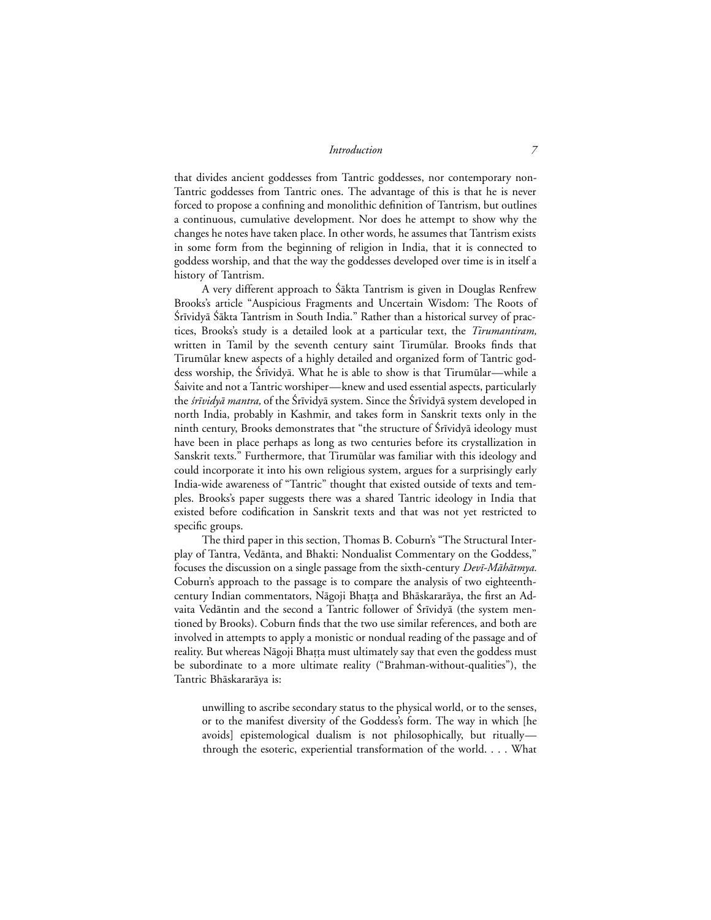that divides ancient goddesses from Tantric goddesses, nor contemporary non-Tantric goddesses from Tantric ones. The advantage of this is that he is never forced to propose a confining and monolithic definition of Tantrism, but outlines a continuous, cumulative development. Nor does he attempt to show why the changes he notes have taken place. In other words, he assumes that Tantrism exists in some form from the beginning of religion in India, that it is connected to goddess worship, and that the way the goddesses developed over time is in itself a history of Tantrism.

A very different approach to Śākta Tantrism is given in Douglas Renfrew Brooks's article "Auspicious Fragments and Uncertain Wisdom: The Roots of Śrīvidyā Śākta Tantrism in South India." Rather than a historical survey of practices, Brooks's study is a detailed look at a particular text, the *Tirumantiram,* written in Tamil by the seventh century saint Tirumūlar. Brooks finds that Tirumūlar knew aspects of a highly detailed and organized form of Tantric goddess worship, the Śrīvidyā. What he is able to show is that Tirumūlar—while a Śaivite and not a Tantric worshiper—knew and used essential aspects, particularly the *śrīvidyā mantra,* of the Śrīvidyā system. Since the Śrīvidyā system developed in north India, probably in Kashmir, and takes form in Sanskrit texts only in the ninth century, Brooks demonstrates that "the structure of Śrīvidyā ideology must have been in place perhaps as long as two centuries before its crystallization in Sanskrit texts." Furthermore, that Tirumūlar was familiar with this ideology and could incorporate it into his own religious system, argues for a surprisingly early India-wide awareness of "Tantric" thought that existed outside of texts and temples. Brooks's paper suggests there was a shared Tantric ideology in India that existed before codification in Sanskrit texts and that was not yet restricted to specific groups.

The third paper in this section, Thomas B. Coburn's "The Structural Interplay of Tantra, Vedānta, and Bhakti: Nondualist Commentary on the Goddess," focuses the discussion on a single passage from the sixth-century *Devī-Māhātmya.* Coburn's approach to the passage is to compare the analysis of two eighteenth-century Indian commentators, Nāgoji Bhaṭṭa and Bhāskararāya, the first an Advaita Vedāntin and the second a Tantric follower of Śrīvidyā (the system mentioned by Brooks). Coburn finds that the two use similar references, and both are involved in attempts to apply a monistic or nondual reading of the passage and of reality. But whereas Nāgoji Bhaṭṭa must ultimately say that even the goddess must be subordinate to a more ultimate reality ("Brahman-without-qualities"), the Tantric Bhāskararāya is:

> unwilling to ascribe secondary status to the physical world, or to the senses, or to the manifest diversity of the Goddess's form. The way in which [he avoids] epistemological dualism is not philosophically, but ritually—through the esoteric, experiential transformation of the world. . . . What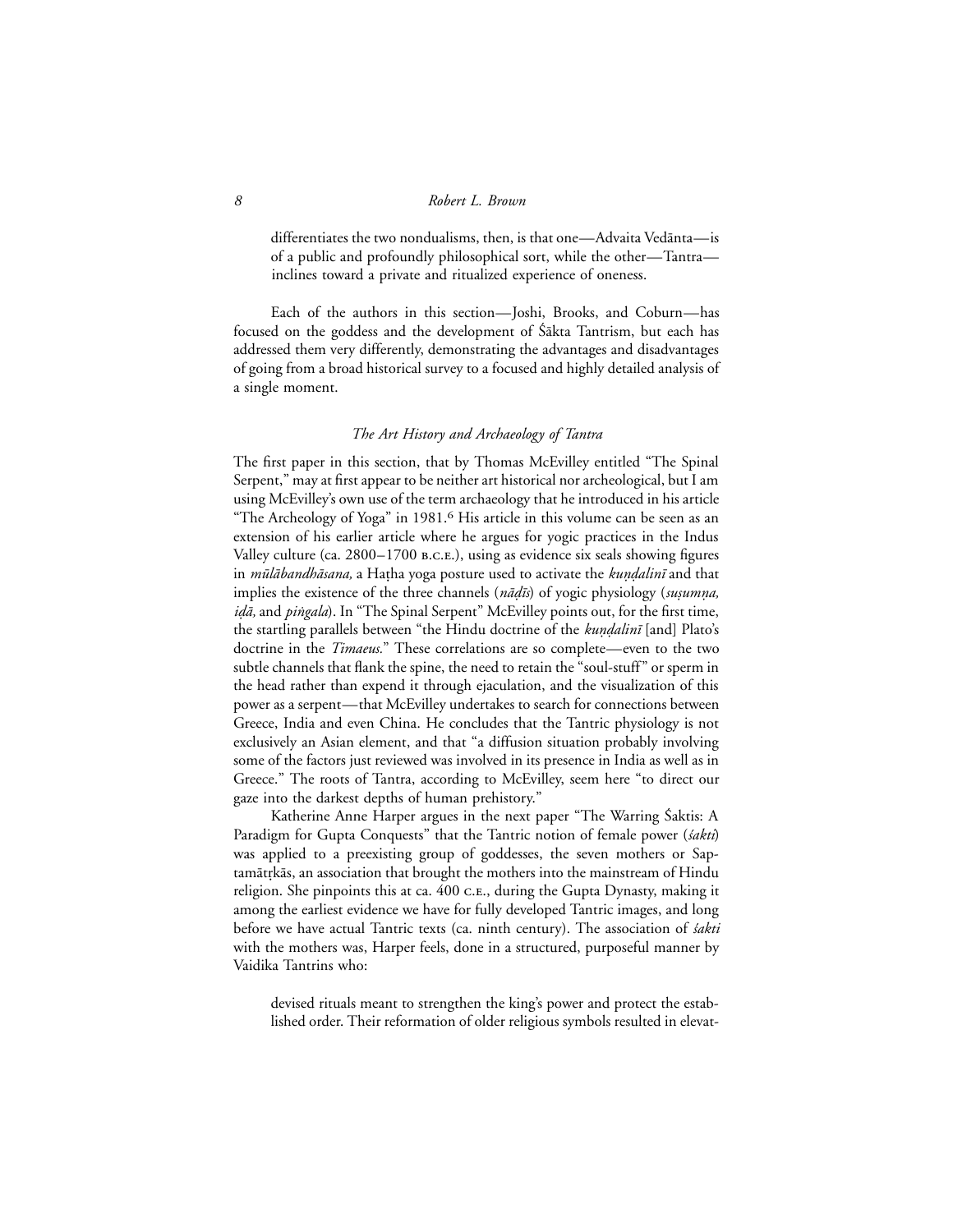differentiates the two nondualisms, then, is that one—Advaita Vedānta—is of a public and profoundly philosophical sort, while the other—Tantra—inclines toward a private and ritualized experience of oneness.

Each of the authors in this section—Joshi, Brooks, and Coburn—has focused on the goddess and the development of Śākta Tantrism, but each has addressed them very differently, demonstrating the advantages and disadvantages of going from a broad historical survey to a focused and highly detailed analysis of a single moment.

### *The Art History and Archaeology of Tantra*

The first paper in this section, that by Thomas McEvilley entitled "The Spinal Serpent," may at first appear to be neither art historical nor archeological, but I am using McEvilley's own use of the term archaeology that he introduced in his article "The Archeology of Yoga" in 1981.[6] His article in this volume can be seen as an extension of his earlier article where he argues for yogic practices in the Indus Valley culture (ca. 2800–1700 B.C.E.), using as evidence six seals showing figures in *mūlābandhāsana,* a Haṭha yoga posture used to activate the *kuṇḍalinī* and that implies the existence of the three channels (*nāḍīs*) of yogic physiology (*suṣumṇa, iḍā,* and *piṅgala*). In "The Spinal Serpent" McEvilley points out, for the first time, the startling parallels between "the Hindu doctrine of the *kuṇḍalinī* [and] Plato's doctrine in the *Timaeus.*" These correlations are so complete—even to the two subtle channels that flank the spine, the need to retain the "soul-stuff" or sperm in the head rather than expend it through ejaculation, and the visualization of this power as a serpent—that McEvilley undertakes to search for connections between Greece, India and even China. He concludes that the Tantric physiology is not exclusively an Asian element, and that "a diffusion situation probably involving some of the factors just reviewed was involved in its presence in India as well as in Greece." The roots of Tantra, according to McEvilley, seem here "to direct our gaze into the darkest depths of human prehistory."

Katherine Anne Harper argues in the next paper "The Warring Śaktis: A Paradigm for Gupta Conquests" that the Tantric notion of female power (*śakti*) was applied to a preexisting group of goddesses, the seven mothers or Saptamātṛkās, an association that brought the mothers into the mainstream of Hindu religion. She pinpoints this at ca. 400 C.E., during the Gupta Dynasty, making it among the earliest evidence we have for fully developed Tantric images, and long before we have actual Tantric texts (ca. ninth century). The association of *śakti* with the mothers was, Harper feels, done in a structured, purposeful manner by Vaidika Tantrins who:

> devised rituals meant to strengthen the king's power and protect the established order. Their reformation of older religious symbols resulted in elevat-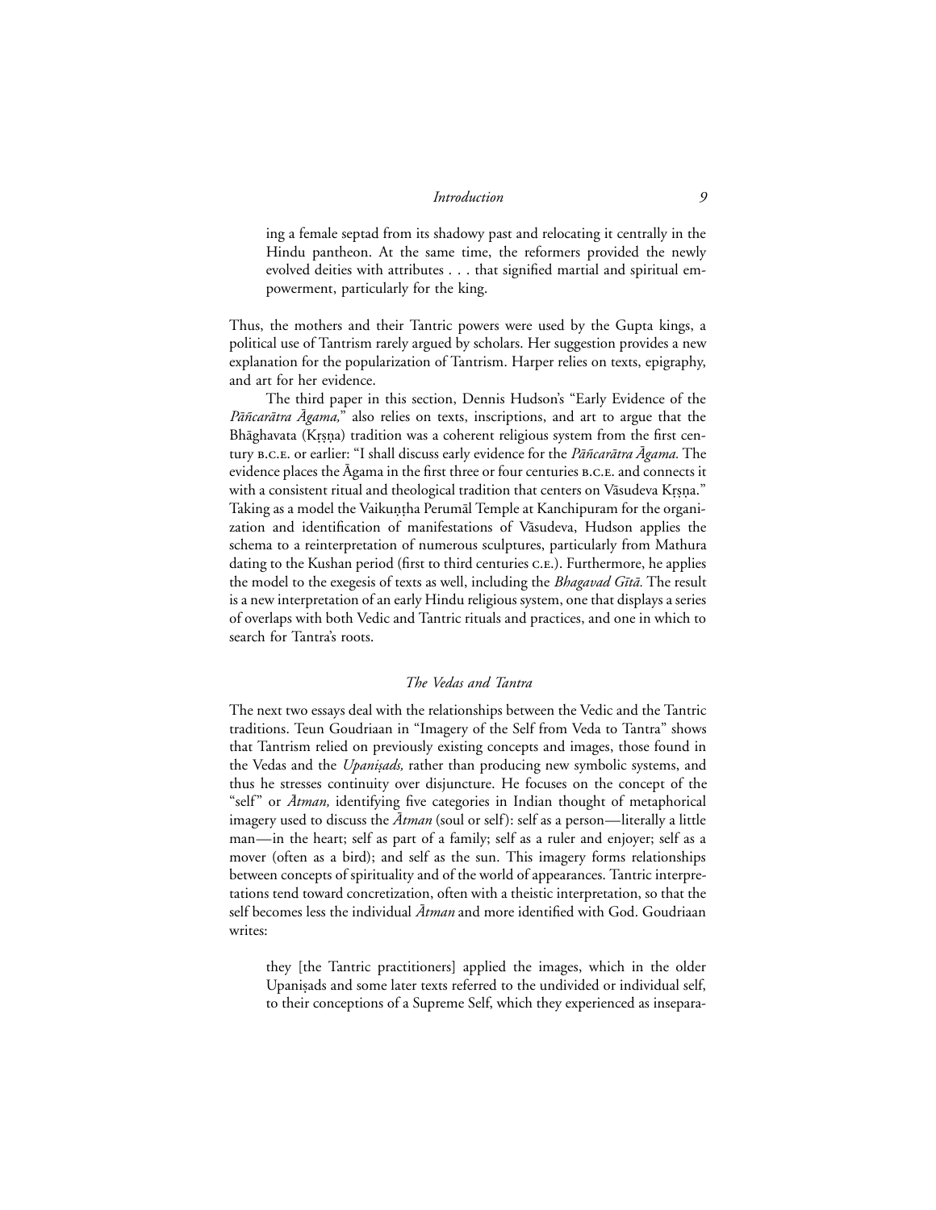ing a female septad from its shadowy past and relocating it centrally in the Hindu pantheon. At the same time, the reformers provided the newly evolved deities with attributes . . . that signified martial and spiritual empowerment, particularly for the king.

Thus, the mothers and their Tantric powers were used by the Gupta kings, a political use of Tantrism rarely argued by scholars. Her suggestion provides a new explanation for the popularization of Tantrism. Harper relies on texts, epigraphy, and art for her evidence.

The third paper in this section, Dennis Hudson's "Early Evidence of the *Pāñcarātra Āgama,*" also relies on texts, inscriptions, and art to argue that the Bhāghavata (Kṛṣṇa) tradition was a coherent religious system from the first century B.C.E. or earlier: "I shall discuss early evidence for the *Pāñcarātra Āgama.* The evidence places the Āgama in the first three or four centuries B.C.E. and connects it with a consistent ritual and theological tradition that centers on Vāsudeva Kṛṣṇa." Taking as a model the Vaikuṇṭha Perumāl Temple at Kanchipuram for the organization and identification of manifestations of Vāsudeva, Hudson applies the schema to a reinterpretation of numerous sculptures, particularly from Mathura dating to the Kushan period (first to third centuries C.E.). Furthermore, he applies the model to the exegesis of texts as well, including the *Bhagavad Gītā.* The result is a new interpretation of an early Hindu religious system, one that displays a series of overlaps with both Vedic and Tantric rituals and practices, and one in which to search for Tantra's roots.

### *The Vedas and Tantra*

The next two essays deal with the relationships between the Vedic and the Tantric traditions. Teun Goudriaan in "Imagery of the Self from Veda to Tantra" shows that Tantrism relied on previously existing concepts and images, those found in the Vedas and the *Upaniṣads,* rather than producing new symbolic systems, and thus he stresses continuity over disjuncture. He focuses on the concept of the "self" or *Ātman,* identifying five categories in Indian thought of metaphorical imagery used to discuss the *Ātman* (soul or self): self as a person—literally a little man—in the heart; self as part of a family; self as a ruler and enjoyer; self as a mover (often as a bird); and self as the sun. This imagery forms relationships between concepts of spirituality and of the world of appearances. Tantric interpretations tend toward concretization, often with a theistic interpretation, so that the self becomes less the individual *Ātman* and more identified with God. Goudriaan writes:

> they [the Tantric practitioners] applied the images, which in the older Upaniṣads and some later texts referred to the undivided or individual self, to their conceptions of a Supreme Self, which they experienced as insepara-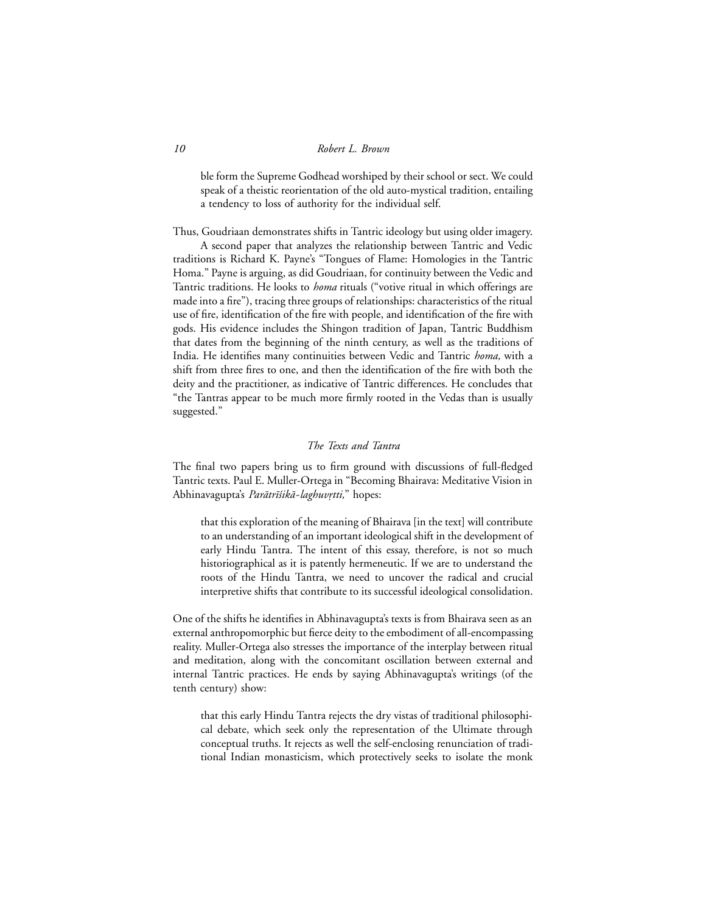ble form the Supreme Godhead worshiped by their school or sect. We could speak of a theistic reorientation of the old auto-mystical tradition, entailing a tendency to loss of authority for the individual self.

Thus, Goudriaan demonstrates shifts in Tantric ideology but using older imagery.

A second paper that analyzes the relationship between Tantric and Vedic traditions is Richard K. Payne's "Tongues of Flame: Homologies in the Tantric Homa." Payne is arguing, as did Goudriaan, for continuity between the Vedic and Tantric traditions. He looks to *homa* rituals ("votive ritual in which offerings are made into a fire"), tracing three groups of relationships: characteristics of the ritual use of fire, identification of the fire with people, and identification of the fire with gods. His evidence includes the Shingon tradition of Japan, Tantric Buddhism that dates from the beginning of the ninth century, as well as the traditions of India. He identifies many continuities between Vedic and Tantric *homa,* with a shift from three fires to one, and then the identification of the fire with both the deity and the practitioner, as indicative of Tantric differences. He concludes that "the Tantras appear to be much more firmly rooted in the Vedas than is usually suggested."

### *The Texts and Tantra*

The final two papers bring us to firm ground with discussions of full-fledged Tantric texts. Paul E. Muller-Ortega in "Becoming Bhairava: Meditative Vision in Abhinavagupta's *Parātrīśikā-laghuvṛtti,*" hopes:

> that this exploration of the meaning of Bhairava [in the text] will contribute to an understanding of an important ideological shift in the development of early Hindu Tantra. The intent of this essay, therefore, is not so much historiographical as it is patently hermeneutic. If we are to understand the roots of the Hindu Tantra, we need to uncover the radical and crucial interpretive shifts that contribute to its successful ideological consolidation.

One of the shifts he identifies in Abhinavagupta's texts is from Bhairava seen as an external anthropomorphic but fierce deity to the embodiment of all-encompassing reality. Muller-Ortega also stresses the importance of the interplay between ritual and meditation, along with the concomitant oscillation between external and internal Tantric practices. He ends by saying Abhinavagupta's writings (of the tenth century) show:

> that this early Hindu Tantra rejects the dry vistas of traditional philosophical debate, which seek only the representation of the Ultimate through conceptual truths. It rejects as well the self-enclosing renunciation of traditional Indian monasticism, which protectively seeks to isolate the monk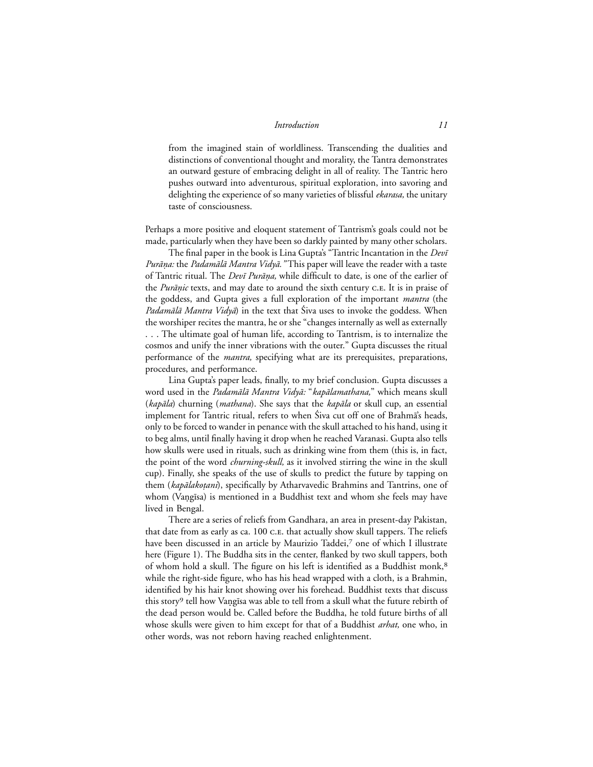> from the imagined stain of worldliness. Transcending the dualities and distinctions of conventional thought and morality, the Tantra demonstrates an outward gesture of embracing delight in all of reality. The Tantric hero pushes outward into adventurous, spiritual exploration, into savoring and delighting the experience of so many varieties of blissful *ekarasa,* the unitary taste of consciousness.

Perhaps a more positive and eloquent statement of Tantrism's goals could not be made, particularly when they have been so darkly painted by many other scholars.

The final paper in the book is Lina Gupta's "Tantric Incantation in the *Devī Purāṇa:* the *Padamālā Mantra Vidyā."* This paper will leave the reader with a taste of Tantric ritual. The *Devī Purāṇa,* while difficult to date, is one of the earlier of the *Purāṇic* texts, and may date to around the sixth century C.E. It is in praise of the goddess, and Gupta gives a full exploration of the important *mantra* (the *Padamālā Mantra Vidyā*) in the text that Śiva uses to invoke the goddess. When the worshiper recites the mantra, he or she "changes internally as well as externally . . . The ultimate goal of human life, according to Tantrism, is to internalize the cosmos and unify the inner vibrations with the outer." Gupta discusses the ritual performance of the *mantra,* specifying what are its prerequisites, preparations, procedures, and performance.

Lina Gupta's paper leads, finally, to my brief conclusion. Gupta discusses a word used in the *Padamālā Mantra Vidyā:* "*kapālamathana,*" which means skull (*kapāla*) churning (*mathana*). She says that the *kapāla* or skull cup, an essential implement for Tantric ritual, refers to when Śiva cut off one of Brahmā's heads, only to be forced to wander in penance with the skull attached to his hand, using it to beg alms, until finally having it drop when he reached Varanasi. Gupta also tells how skulls were used in rituals, such as drinking wine from them (this is, in fact, the point of the word *churning-skull,* as it involved stirring the wine in the skull cup). Finally, she speaks of the use of skulls to predict the future by tapping on them (*kapālakoṭanī*), specifically by Atharvavedic Brahmins and Tantrins, one of whom (Vaṇgīsa) is mentioned in a Buddhist text and whom she feels may have lived in Bengal.

There are a series of reliefs from Gandhara, an area in present-day Pakistan, that date from as early as ca. 100 C.E. that actually show skull tappers. The reliefs have been discussed in an article by Maurizio Taddei,[7] one of which I illustrate here (Figure 1). The Buddha sits in the center, flanked by two skull tappers, both of whom hold a skull. The figure on his left is identified as a Buddhist monk,[8] while the right-side figure, who has his head wrapped with a cloth, is a Brahmin, identified by his hair knot showing over his forehead. Buddhist texts that discuss this story[9] tell how Vaṇgīsa was able to tell from a skull what the future rebirth of the dead person would be. Called before the Buddha, he told future births of all whose skulls were given to him except for that of a Buddhist *arhat,* one who, in other words, was not reborn having reached enlightenment.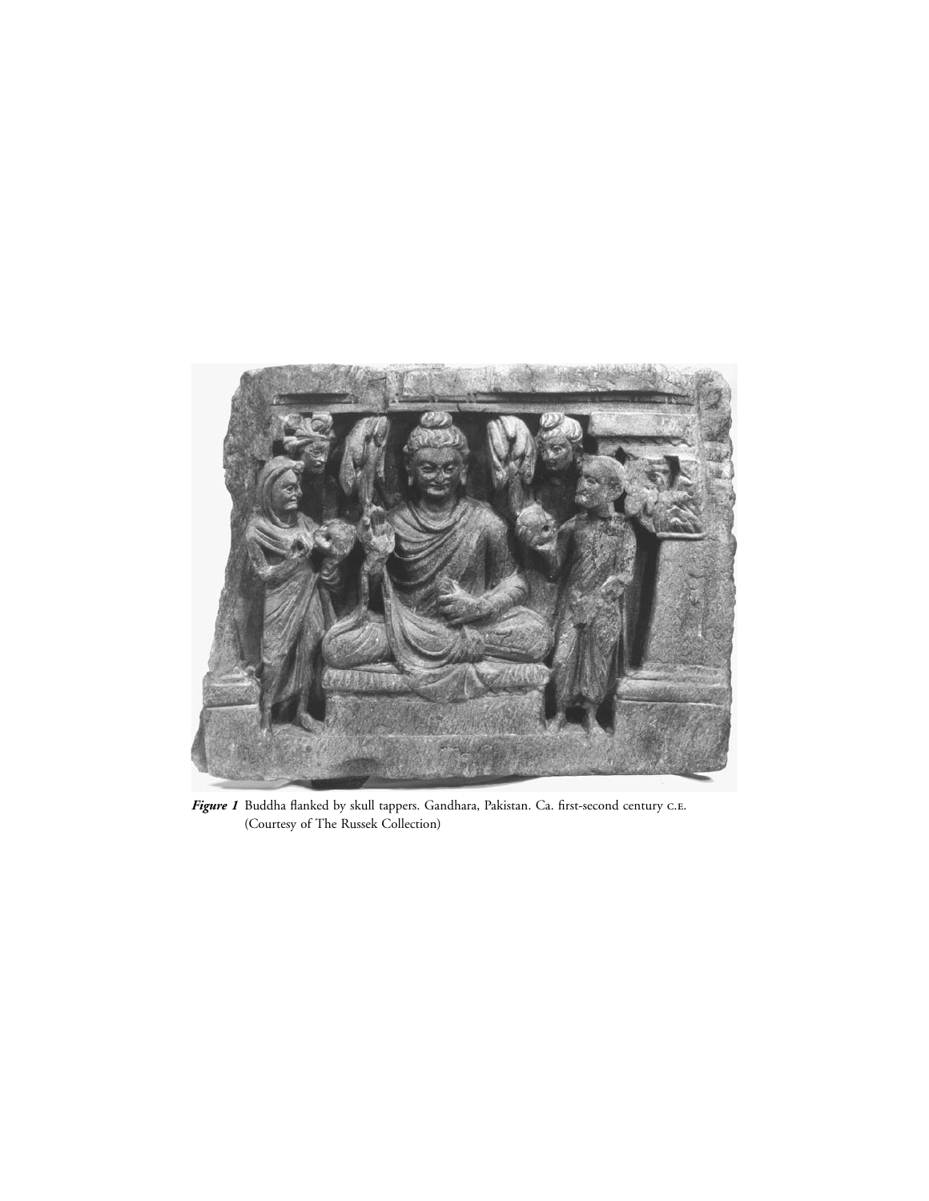***Figure 1*** Buddha flanked by skull tappers. Gandhara, Pakistan. Ca. first-second century C.E. (Courtesy of The Russek Collection)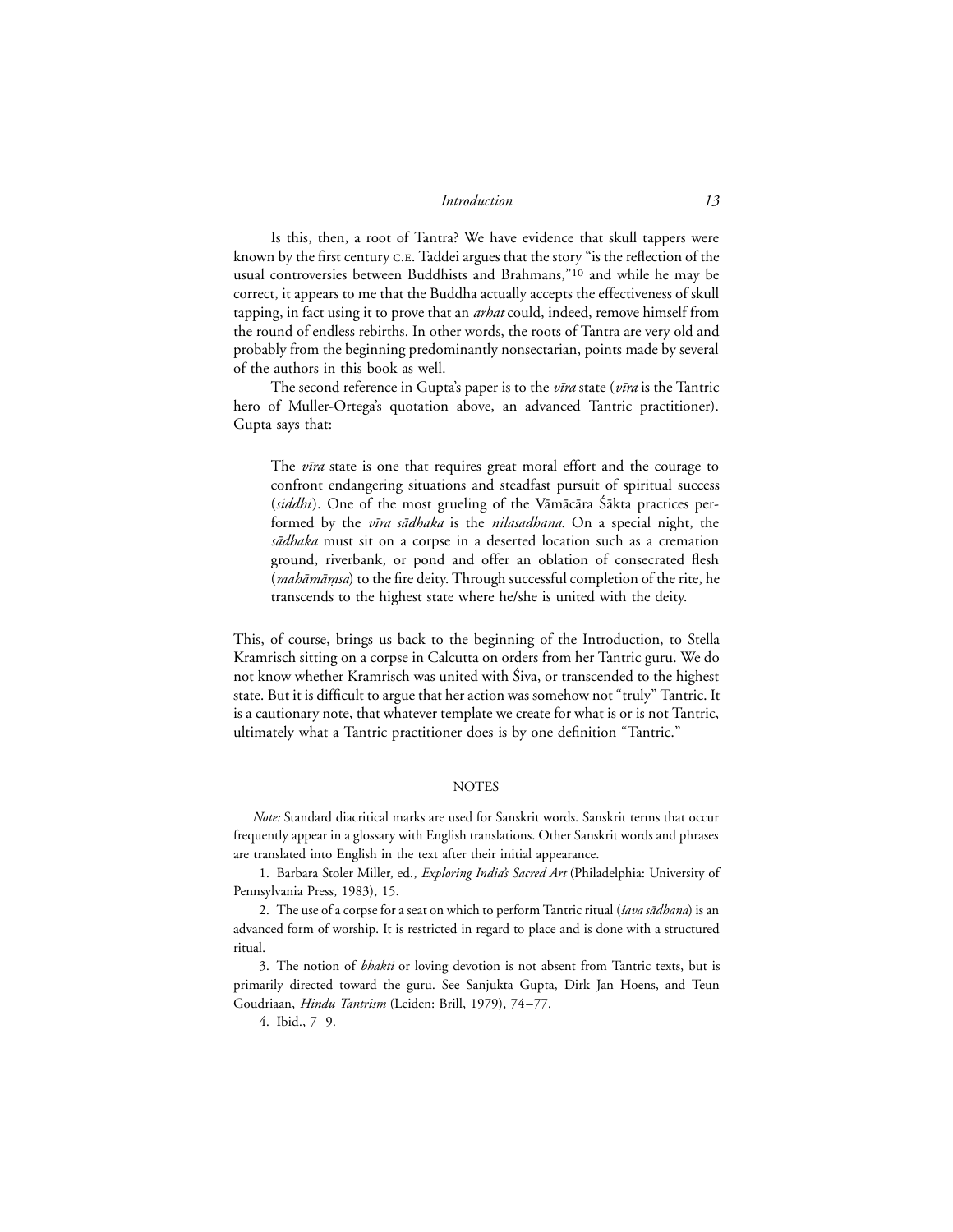Is this, then, a root of Tantra? We have evidence that skull tappers were known by the first century C.E. Taddei argues that the story "is the reflection of the usual controversies between Buddhists and Brahmans,"[10] and while he may be correct, it appears to me that the Buddha actually accepts the effectiveness of skull tapping, in fact using it to prove that an *arhat* could, indeed, remove himself from the round of endless rebirths. In other words, the roots of Tantra are very old and probably from the beginning predominantly nonsectarian, points made by several of the authors in this book as well.

The second reference in Gupta's paper is to the *vīra* state (*vīra* is the Tantric hero of Muller-Ortega's quotation above, an advanced Tantric practitioner). Gupta says that:

> The *vīra* state is one that requires great moral effort and the courage to confront endangering situations and steadfast pursuit of spiritual success (*siddhi*). One of the most grueling of the Vāmācāra Śākta practices performed by the *vīra sādhaka* is the *nilasadhana.* On a special night, the *sādhaka* must sit on a corpse in a deserted location such as a cremation ground, riverbank, or pond and offer an oblation of consecrated flesh (*mahāmāṃsa*) to the fire deity. Through successful completion of the rite, he transcends to the highest state where he/she is united with the deity.

This, of course, brings us back to the beginning of the Introduction, to Stella Kramrisch sitting on a corpse in Calcutta on orders from her Tantric guru. We do not know whether Kramrisch was united with Śiva, or transcended to the highest state. But it is difficult to argue that her action was somehow not "truly" Tantric. It is a cautionary note, that whatever template we create for what is or is not Tantric, ultimately what a Tantric practitioner does is by one definition "Tantric."

## NOTES

*Note:* Standard diacritical marks are used for Sanskrit words. Sanskrit terms that occur frequently appear in a glossary with English translations. Other Sanskrit words and phrases are translated into English in the text after their initial appearance.

1. Barbara Stoler Miller, ed., *Exploring India's Sacred Art* (Philadelphia: University of Pennsylvania Press, 1983), 15.

2. The use of a corpse for a seat on which to perform Tantric ritual (*śava sādhana*) is an advanced form of worship. It is restricted in regard to place and is done with a structured ritual.

3. The notion of *bhakti* or loving devotion is not absent from Tantric texts, but is primarily directed toward the guru. See Sanjukta Gupta, Dirk Jan Hoens, and Teun Goudriaan, *Hindu Tantrism* (Leiden: Brill, 1979), 74–77.

4. Ibid., 7–9.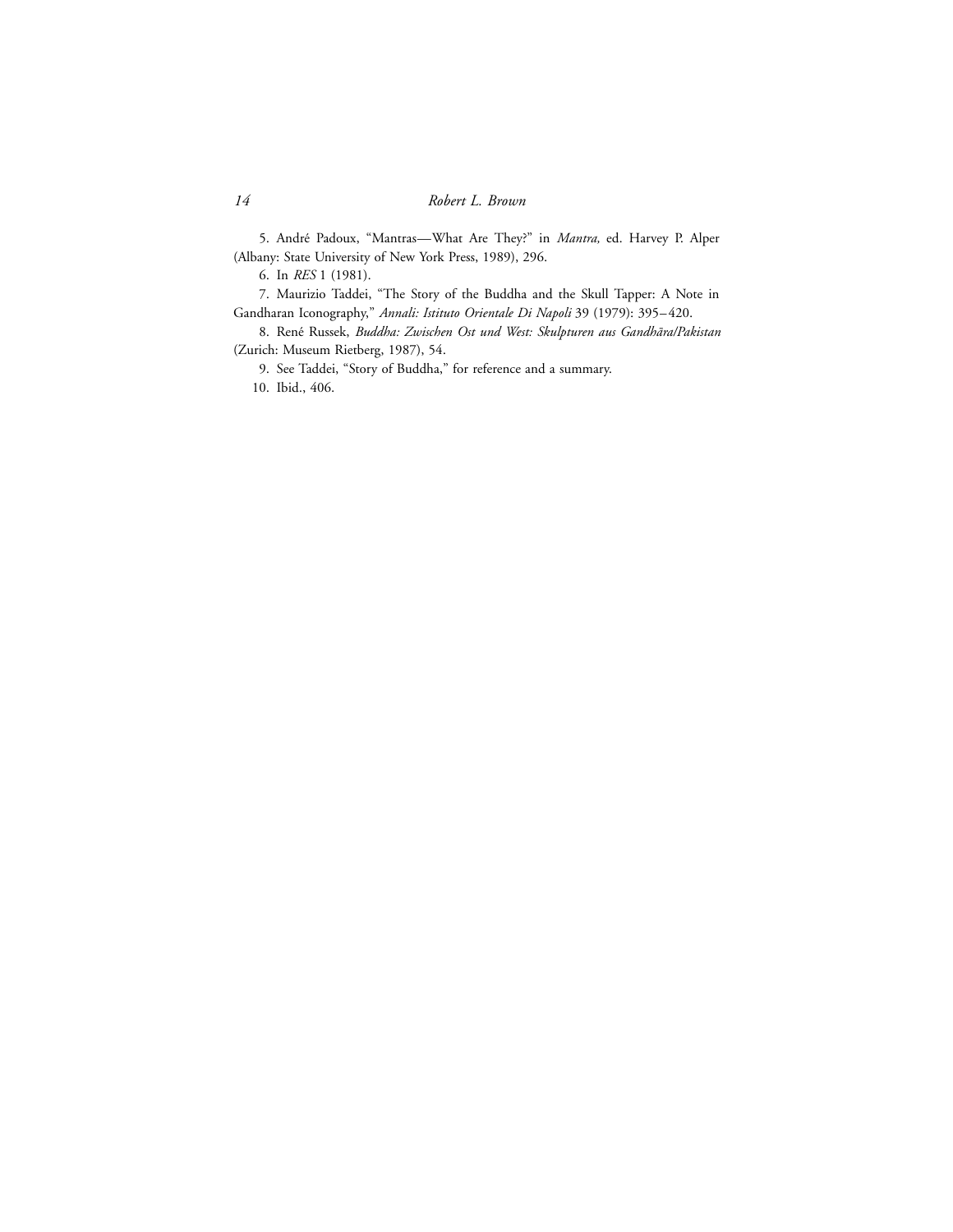5. André Padoux, "Mantras—What Are They?" in *Mantra,* ed. Harvey P. Alper (Albany: State University of New York Press, 1989), 296.

6. In *RES* 1 (1981).

7. Maurizio Taddei, "The Story of the Buddha and the Skull Tapper: A Note in Gandharan Iconography," *Annali: Istituto Orientale Di Napoli* 39 (1979): 395–420.

8. René Russek, *Buddha: Zwischen Ost und West: Skulpturen aus Gandhāra/Pakistan* (Zurich: Museum Rietberg, 1987), 54.

9. See Taddei, "Story of Buddha," for reference and a summary.

10. Ibid., 406.